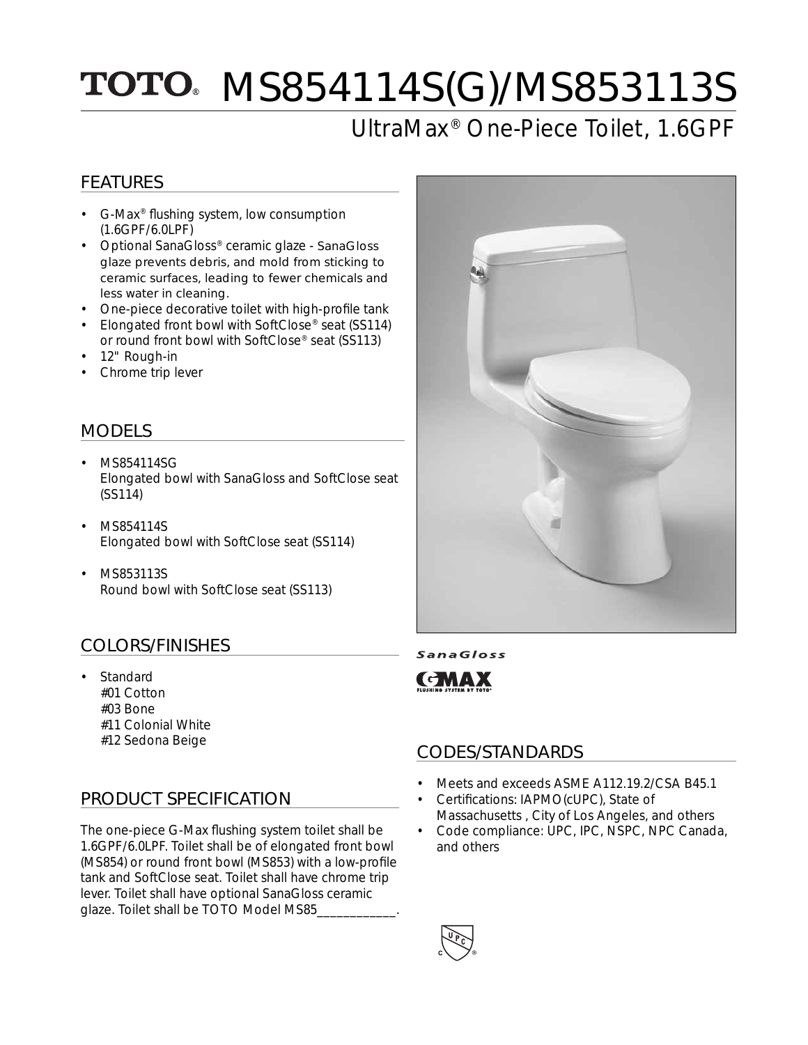# TOTO® MS854114S(G)/MS853113S

## UltraMax® One-Piece Toilet, 1.6GPF

## FEATURES

- G-Max® flushing system, low consumption (1.6GPF/6.0LPF)
- Optional SanaGloss® ceramic glaze - SanaGloss glaze prevents debris, and mold from sticking to ceramic surfaces, leading to fewer chemicals and less water in cleaning.
- One-piece decorative toilet with high-profile tank
- Elongated front bowl with SoftClose® seat (SS114) or round front bowl with SoftClose® seat (SS113)
- 12" Rough-in
- Chrome trip lever

## MODELS

- MS854114SG
  Elongated bowl with SanaGloss and SoftClose seat (SS114)
- MS854114S
  Elongated bowl with SoftClose seat (SS114)
- MS853113S
  Round bowl with SoftClose seat (SS113)

## COLORS/FINISHES

- Standard
  #01 Cotton
  #03 Bone
  #11 Colonial White
  #12 Sedona Beige

## PRODUCT SPECIFICATION

The one-piece G-Max flushing system toilet shall be 1.6GPF/6.0LPF. Toilet shall be of elongated front bowl (MS854) or round front bowl (MS853) with a low-profile tank and SoftClose seat. Toilet shall have chrome trip lever. Toilet shall have optional SanaGloss ceramic glaze. Toilet shall be TOTO Model MS85___________.

SanaGloss

GMAX FLUSHING SYSTEM BY TOTO®

## CODES/STANDARDS

- Meets and exceeds ASME A112.19.2/CSA B45.1
- Certifications: IAPMO(cUPC), State of Massachusetts , City of Los Angeles, and others
- Code compliance: UPC, IPC, NSPC, NPC Canada, and others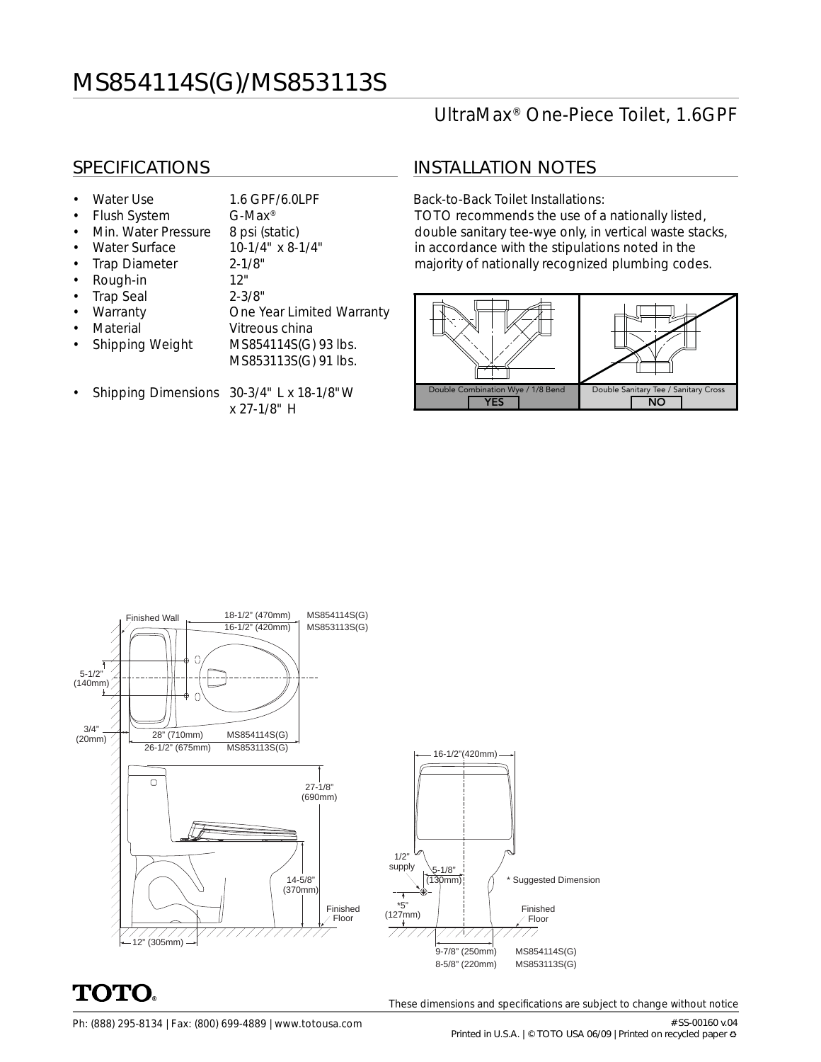# MS854114S(G)/MS853113S

## UltraMax® One-Piece Toilet, 1.6GPF

## SPECIFICATIONS

- Water Use — 1.6 GPF/6.0LPF
- Flush System — G-Max®
- Min. Water Pressure — 8 psi (static)
- Water Surface — 10-1/4" x 8-1/4"
- Trap Diameter — 2-1/8"
- Rough-in — 12"
- Trap Seal — 2-3/8"
- Warranty — One Year Limited Warranty
- Material — Vitreous china
- Shipping Weight — MS854114S(G) 93 lbs. MS853113S(G) 91 lbs.
- Shipping Dimensions — 30-3/4" L x 18-1/8" W x 27-1/8" H

## INSTALLATION NOTES

Back-to-Back Toilet Installations:
TOTO recommends the use of a nationally listed, double sanitary tee-wye only, in vertical waste stacks, in accordance with the stipulations noted in the majority of nationally recognized plumbing codes.

Double Combination Wye / 1/8 Bend
YES

Double Sanitary Tee / Sanitary Cross
NO

Finished Wall
18-1/2" (470mm) MS854114S(G)
16-1/2" (420mm) MS853113S(G)
5-1/2" (140mm)
3/4" (20mm)
28" (710mm) MS854114S(G)
26-1/2" (675mm) MS853113S(G)
27-1/8" (690mm)
14-5/8" (370mm)
Finished Floor
12" (305mm)

16-1/2"(420mm)
1/2" supply
5-1/8" (130mm)
*5" (127mm)
* Suggested Dimension
Finished Floor
9-7/8" (250mm) MS854114S(G)
8-5/8" (220mm) MS853113S(G)

TOTO®

These dimensions and specifications are subject to change without notice

Ph: (888) 295-8134 | Fax: (800) 699-4889 | www.totousa.com

#SS-00160 v.04
Printed in U.S.A. | © TOTO USA 06/09 | Printed on recycled paper ♻